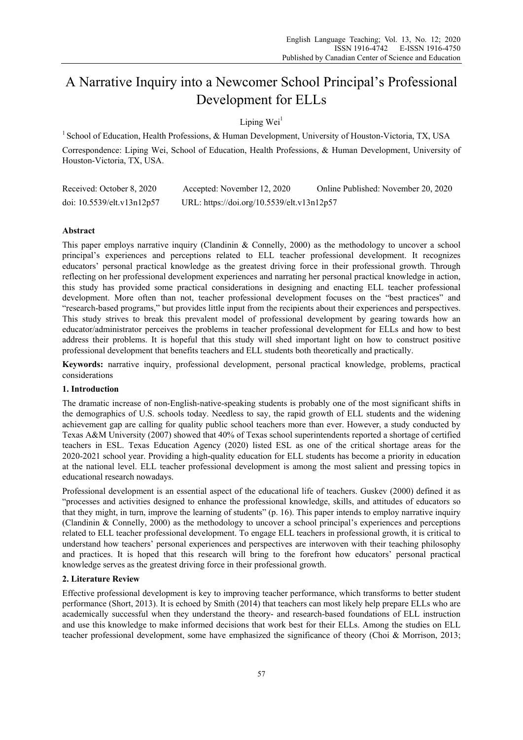# A Narrative Inquiry into a Newcomer School Principal's Professional Development for ELLs

Liping Wei[1]

[1] School of Education, Health Professions, & Human Development, University of Houston-Victoria, TX, USA

Correspondence: Liping Wei, School of Education, Health Professions, & Human Development, University of Houston-Victoria, TX, USA.

Received: October 8, 2020 Accepted: November 12, 2020 Online Published: November 20, 2020

doi: 10.5539/elt.v13n12p57 URL: https://doi.org/10.5539/elt.v13n12p57

**Abstract**

This paper employs narrative inquiry (Clandinin & Connelly, 2000) as the methodology to uncover a school principal's experiences and perceptions related to ELL teacher professional development. It recognizes educators' personal practical knowledge as the greatest driving force in their professional growth. Through reflecting on her professional development experiences and narrating her personal practical knowledge in action, this study has provided some practical considerations in designing and enacting ELL teacher professional development. More often than not, teacher professional development focuses on the "best practices" and "research-based programs," but provides little input from the recipients about their experiences and perspectives. This study strives to break this prevalent model of professional development by gearing towards how an educator/administrator perceives the problems in teacher professional development for ELLs and how to best address their problems. It is hopeful that this study will shed important light on how to construct positive professional development that benefits teachers and ELL students both theoretically and practically.

**Keywords:** narrative inquiry, professional development, personal practical knowledge, problems, practical considerations

## 1. Introduction

The dramatic increase of non-English-native-speaking students is probably one of the most significant shifts in the demographics of U.S. schools today. Needless to say, the rapid growth of ELL students and the widening achievement gap are calling for quality public school teachers more than ever. However, a study conducted by Texas A&M University (2007) showed that 40% of Texas school superintendents reported a shortage of certified teachers in ESL. Texas Education Agency (2020) listed ESL as one of the critical shortage areas for the 2020-2021 school year. Providing a high-quality education for ELL students has become a priority in education at the national level. ELL teacher professional development is among the most salient and pressing topics in educational research nowadays.

Professional development is an essential aspect of the educational life of teachers. Guskev (2000) defined it as "processes and activities designed to enhance the professional knowledge, skills, and attitudes of educators so that they might, in turn, improve the learning of students" (p. 16). This paper intends to employ narrative inquiry (Clandinin & Connelly, 2000) as the methodology to uncover a school principal's experiences and perceptions related to ELL teacher professional development. To engage ELL teachers in professional growth, it is critical to understand how teachers' personal experiences and perspectives are interwoven with their teaching philosophy and practices. It is hoped that this research will bring to the forefront how educators' personal practical knowledge serves as the greatest driving force in their professional growth.

## 2. Literature Review

Effective professional development is key to improving teacher performance, which transforms to better student performance (Short, 2013). It is echoed by Smith (2014) that teachers can most likely help prepare ELLs who are academically successful when they understand the theory- and research-based foundations of ELL instruction and use this knowledge to make informed decisions that work best for their ELLs. Among the studies on ELL teacher professional development, some have emphasized the significance of theory (Choi & Morrison, 2013;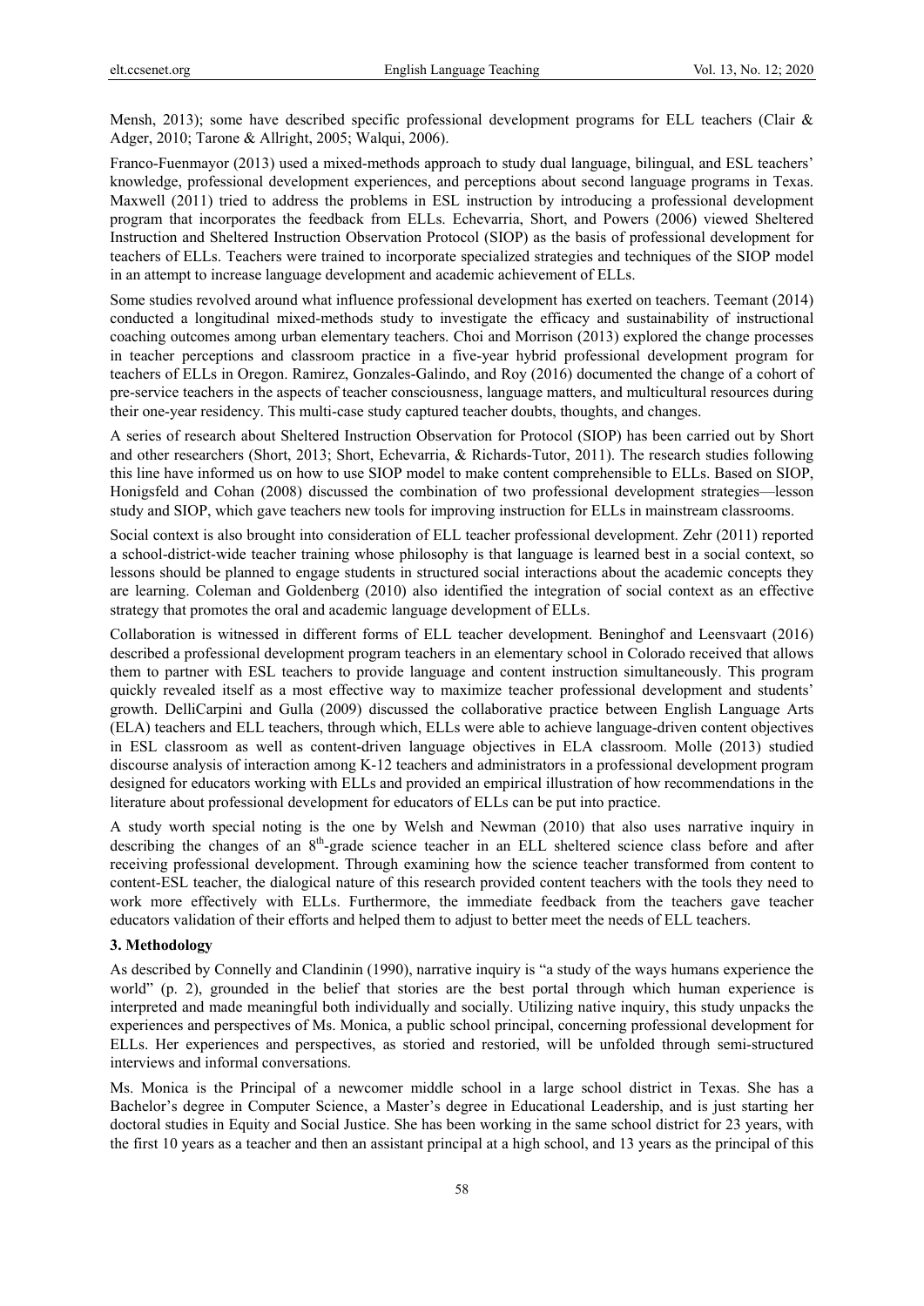Mensh, 2013); some have described specific professional development programs for ELL teachers (Clair & Adger, 2010; Tarone & Allright, 2005; Walqui, 2006).

Franco-Fuenmayor (2013) used a mixed-methods approach to study dual language, bilingual, and ESL teachers' knowledge, professional development experiences, and perceptions about second language programs in Texas. Maxwell (2011) tried to address the problems in ESL instruction by introducing a professional development program that incorporates the feedback from ELLs. Echevarria, Short, and Powers (2006) viewed Sheltered Instruction and Sheltered Instruction Observation Protocol (SIOP) as the basis of professional development for teachers of ELLs. Teachers were trained to incorporate specialized strategies and techniques of the SIOP model in an attempt to increase language development and academic achievement of ELLs.

Some studies revolved around what influence professional development has exerted on teachers. Teemant (2014) conducted a longitudinal mixed-methods study to investigate the efficacy and sustainability of instructional coaching outcomes among urban elementary teachers. Choi and Morrison (2013) explored the change processes in teacher perceptions and classroom practice in a five-year hybrid professional development program for teachers of ELLs in Oregon. Ramirez, Gonzales-Galindo, and Roy (2016) documented the change of a cohort of pre-service teachers in the aspects of teacher consciousness, language matters, and multicultural resources during their one-year residency. This multi-case study captured teacher doubts, thoughts, and changes.

A series of research about Sheltered Instruction Observation for Protocol (SIOP) has been carried out by Short and other researchers (Short, 2013; Short, Echevarria, & Richards-Tutor, 2011). The research studies following this line have informed us on how to use SIOP model to make content comprehensible to ELLs. Based on SIOP, Honigsfeld and Cohan (2008) discussed the combination of two professional development strategies—lesson study and SIOP, which gave teachers new tools for improving instruction for ELLs in mainstream classrooms.

Social context is also brought into consideration of ELL teacher professional development. Zehr (2011) reported a school-district-wide teacher training whose philosophy is that language is learned best in a social context, so lessons should be planned to engage students in structured social interactions about the academic concepts they are learning. Coleman and Goldenberg (2010) also identified the integration of social context as an effective strategy that promotes the oral and academic language development of ELLs.

Collaboration is witnessed in different forms of ELL teacher development. Beninghof and Leensvaart (2016) described a professional development program teachers in an elementary school in Colorado received that allows them to partner with ESL teachers to provide language and content instruction simultaneously. This program quickly revealed itself as a most effective way to maximize teacher professional development and students' growth. DelliCarpini and Gulla (2009) discussed the collaborative practice between English Language Arts (ELA) teachers and ELL teachers, through which, ELLs were able to achieve language-driven content objectives in ESL classroom as well as content-driven language objectives in ELA classroom. Molle (2013) studied discourse analysis of interaction among K-12 teachers and administrators in a professional development program designed for educators working with ELLs and provided an empirical illustration of how recommendations in the literature about professional development for educators of ELLs can be put into practice.

A study worth special noting is the one by Welsh and Newman (2010) that also uses narrative inquiry in describing the changes of an 8th-grade science teacher in an ELL sheltered science class before and after receiving professional development. Through examining how the science teacher transformed from content to content-ESL teacher, the dialogical nature of this research provided content teachers with the tools they need to work more effectively with ELLs. Furthermore, the immediate feedback from the teachers gave teacher educators validation of their efforts and helped them to adjust to better meet the needs of ELL teachers.

## 3. Methodology

As described by Connelly and Clandinin (1990), narrative inquiry is "a study of the ways humans experience the world" (p. 2), grounded in the belief that stories are the best portal through which human experience is interpreted and made meaningful both individually and socially. Utilizing native inquiry, this study unpacks the experiences and perspectives of Ms. Monica, a public school principal, concerning professional development for ELLs. Her experiences and perspectives, as storied and restoried, will be unfolded through semi-structured interviews and informal conversations.

Ms. Monica is the Principal of a newcomer middle school in a large school district in Texas. She has a Bachelor's degree in Computer Science, a Master's degree in Educational Leadership, and is just starting her doctoral studies in Equity and Social Justice. She has been working in the same school district for 23 years, with the first 10 years as a teacher and then an assistant principal at a high school, and 13 years as the principal of this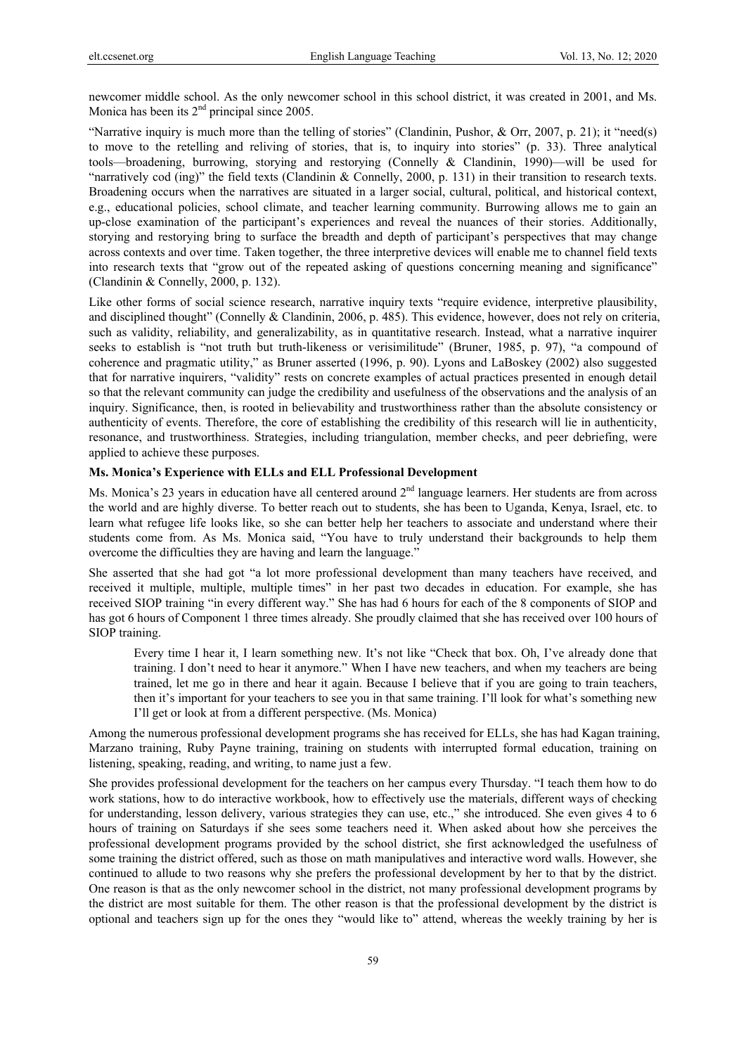newcomer middle school. As the only newcomer school in this school district, it was created in 2001, and Ms. Monica has been its 2nd principal since 2005.

"Narrative inquiry is much more than the telling of stories" (Clandinin, Pushor, & Orr, 2007, p. 21); it "need(s) to move to the retelling and reliving of stories, that is, to inquiry into stories" (p. 33). Three analytical tools—broadening, burrowing, storying and restorying (Connelly & Clandinin, 1990)—will be used for "narratively cod (ing)" the field texts (Clandinin & Connelly, 2000, p. 131) in their transition to research texts. Broadening occurs when the narratives are situated in a larger social, cultural, political, and historical context, e.g., educational policies, school climate, and teacher learning community. Burrowing allows me to gain an up-close examination of the participant's experiences and reveal the nuances of their stories. Additionally, storying and restorying bring to surface the breadth and depth of participant's perspectives that may change across contexts and over time. Taken together, the three interpretive devices will enable me to channel field texts into research texts that "grow out of the repeated asking of questions concerning meaning and significance" (Clandinin & Connelly, 2000, p. 132).

Like other forms of social science research, narrative inquiry texts "require evidence, interpretive plausibility, and disciplined thought" (Connelly & Clandinin, 2006, p. 485). This evidence, however, does not rely on criteria, such as validity, reliability, and generalizability, as in quantitative research. Instead, what a narrative inquirer seeks to establish is "not truth but truth-likeness or verisimilitude" (Bruner, 1985, p. 97), "a compound of coherence and pragmatic utility," as Bruner asserted (1996, p. 90). Lyons and LaBoskey (2002) also suggested that for narrative inquirers, "validity" rests on concrete examples of actual practices presented in enough detail so that the relevant community can judge the credibility and usefulness of the observations and the analysis of an inquiry. Significance, then, is rooted in believability and trustworthiness rather than the absolute consistency or authenticity of events. Therefore, the core of establishing the credibility of this research will lie in authenticity, resonance, and trustworthiness. Strategies, including triangulation, member checks, and peer debriefing, were applied to achieve these purposes.

### Ms. Monica's Experience with ELLs and ELL Professional Development

Ms. Monica's 23 years in education have all centered around 2nd language learners. Her students are from across the world and are highly diverse. To better reach out to students, she has been to Uganda, Kenya, Israel, etc. to learn what refugee life looks like, so she can better help her teachers to associate and understand where their students come from. As Ms. Monica said, "You have to truly understand their backgrounds to help them overcome the difficulties they are having and learn the language."

She asserted that she had got "a lot more professional development than many teachers have received, and received it multiple, multiple, multiple times" in her past two decades in education. For example, she has received SIOP training "in every different way." She has had 6 hours for each of the 8 components of SIOP and has got 6 hours of Component 1 three times already. She proudly claimed that she has received over 100 hours of SIOP training.

> Every time I hear it, I learn something new. It's not like "Check that box. Oh, I've already done that training. I don't need to hear it anymore." When I have new teachers, and when my teachers are being trained, let me go in there and hear it again. Because I believe that if you are going to train teachers, then it's important for your teachers to see you in that same training. I'll look for what's something new I'll get or look at from a different perspective. (Ms. Monica)

Among the numerous professional development programs she has received for ELLs, she has had Kagan training, Marzano training, Ruby Payne training, training on students with interrupted formal education, training on listening, speaking, reading, and writing, to name just a few.

She provides professional development for the teachers on her campus every Thursday. "I teach them how to do work stations, how to do interactive workbook, how to effectively use the materials, different ways of checking for understanding, lesson delivery, various strategies they can use, etc.," she introduced. She even gives 4 to 6 hours of training on Saturdays if she sees some teachers need it. When asked about how she perceives the professional development programs provided by the school district, she first acknowledged the usefulness of some training the district offered, such as those on math manipulatives and interactive word walls. However, she continued to allude to two reasons why she prefers the professional development by her to that by the district. One reason is that as the only newcomer school in the district, not many professional development programs by the district are most suitable for them. The other reason is that the professional development by the district is optional and teachers sign up for the ones they "would like to" attend, whereas the weekly training by her is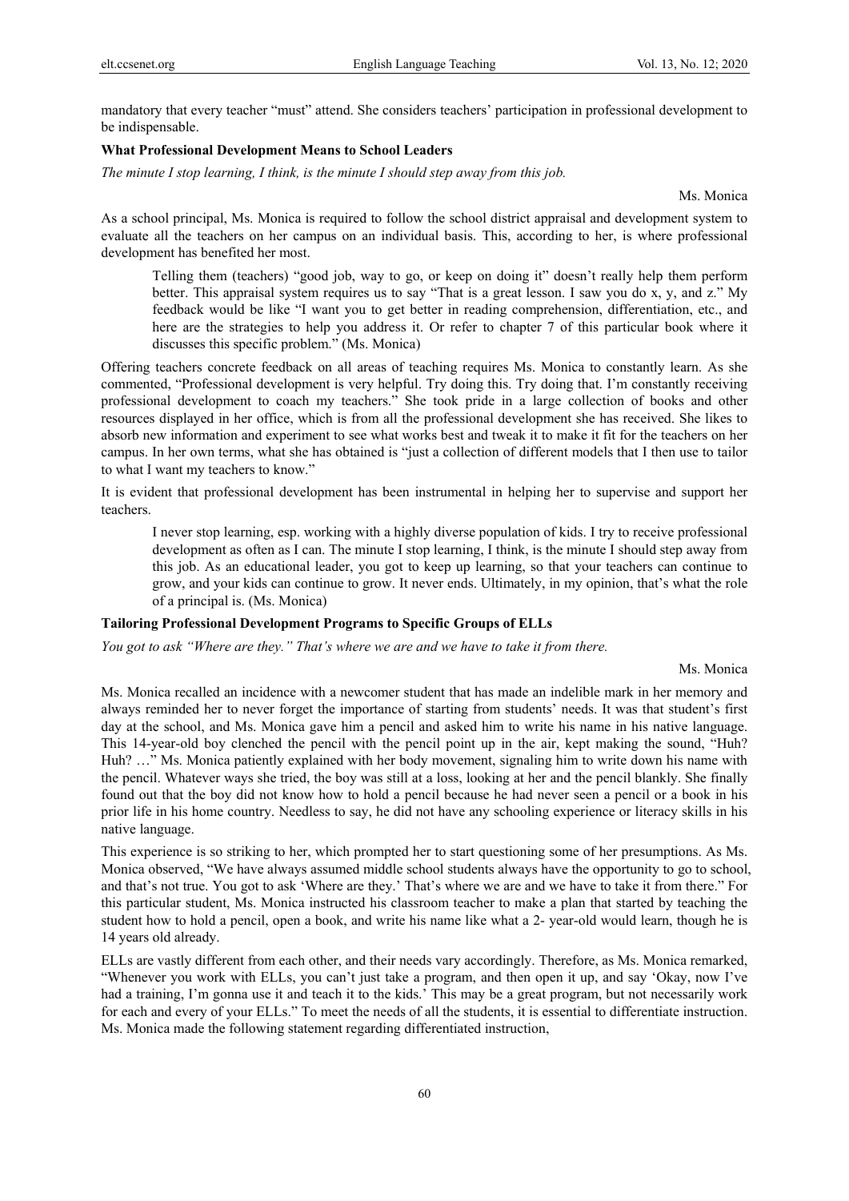mandatory that every teacher "must" attend. She considers teachers' participation in professional development to be indispensable.

### What Professional Development Means to School Leaders

*The minute I stop learning, I think, is the minute I should step away from this job.*

Ms. Monica

As a school principal, Ms. Monica is required to follow the school district appraisal and development system to evaluate all the teachers on her campus on an individual basis. This, according to her, is where professional development has benefited her most.

> Telling them (teachers) "good job, way to go, or keep on doing it" doesn't really help them perform better. This appraisal system requires us to say "That is a great lesson. I saw you do x, y, and z." My feedback would be like "I want you to get better in reading comprehension, differentiation, etc., and here are the strategies to help you address it. Or refer to chapter 7 of this particular book where it discusses this specific problem." (Ms. Monica)

Offering teachers concrete feedback on all areas of teaching requires Ms. Monica to constantly learn. As she commented, "Professional development is very helpful. Try doing this. Try doing that. I'm constantly receiving professional development to coach my teachers." She took pride in a large collection of books and other resources displayed in her office, which is from all the professional development she has received. She likes to absorb new information and experiment to see what works best and tweak it to make it fit for the teachers on her campus. In her own terms, what she has obtained is "just a collection of different models that I then use to tailor to what I want my teachers to know."

It is evident that professional development has been instrumental in helping her to supervise and support her teachers.

> I never stop learning, esp. working with a highly diverse population of kids. I try to receive professional development as often as I can. The minute I stop learning, I think, is the minute I should step away from this job. As an educational leader, you got to keep up learning, so that your teachers can continue to grow, and your kids can continue to grow. It never ends. Ultimately, in my opinion, that's what the role of a principal is. (Ms. Monica)

### Tailoring Professional Development Programs to Specific Groups of ELLs

*You got to ask "Where are they." That's where we are and we have to take it from there.*

Ms. Monica

Ms. Monica recalled an incidence with a newcomer student that has made an indelible mark in her memory and always reminded her to never forget the importance of starting from students' needs. It was that student's first day at the school, and Ms. Monica gave him a pencil and asked him to write his name in his native language. This 14-year-old boy clenched the pencil with the pencil point up in the air, kept making the sound, "Huh? Huh? …" Ms. Monica patiently explained with her body movement, signaling him to write down his name with the pencil. Whatever ways she tried, the boy was still at a loss, looking at her and the pencil blankly. She finally found out that the boy did not know how to hold a pencil because he had never seen a pencil or a book in his prior life in his home country. Needless to say, he did not have any schooling experience or literacy skills in his native language.

This experience is so striking to her, which prompted her to start questioning some of her presumptions. As Ms. Monica observed, "We have always assumed middle school students always have the opportunity to go to school, and that's not true. You got to ask 'Where are they.' That's where we are and we have to take it from there." For this particular student, Ms. Monica instructed his classroom teacher to make a plan that started by teaching the student how to hold a pencil, open a book, and write his name like what a 2- year-old would learn, though he is 14 years old already.

ELLs are vastly different from each other, and their needs vary accordingly. Therefore, as Ms. Monica remarked, "Whenever you work with ELLs, you can't just take a program, and then open it up, and say 'Okay, now I've had a training, I'm gonna use it and teach it to the kids.' This may be a great program, but not necessarily work for each and every of your ELLs." To meet the needs of all the students, it is essential to differentiate instruction. Ms. Monica made the following statement regarding differentiated instruction,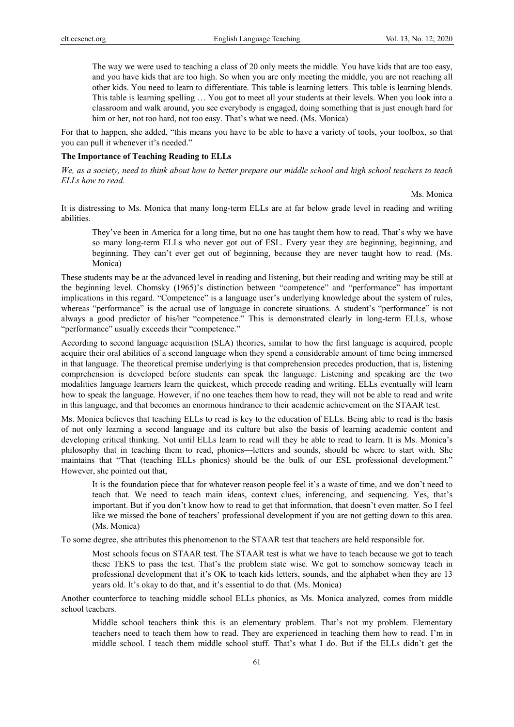> The way we were used to teaching a class of 20 only meets the middle. You have kids that are too easy, and you have kids that are too high. So when you are only meeting the middle, you are not reaching all other kids. You need to learn to differentiate. This table is learning letters. This table is learning blends. This table is learning spelling … You got to meet all your students at their levels. When you look into a classroom and walk around, you see everybody is engaged, doing something that is just enough hard for him or her, not too hard, not too easy. That's what we need. (Ms. Monica)

For that to happen, she added, "this means you have to be able to have a variety of tools, your toolbox, so that you can pull it whenever it's needed."

**The Importance of Teaching Reading to ELLs**

*We, as a society, need to think about how to better prepare our middle school and high school teachers to teach ELLs how to read.*

Ms. Monica

It is distressing to Ms. Monica that many long-term ELLs are at far below grade level in reading and writing abilities.

> They've been in America for a long time, but no one has taught them how to read. That's why we have so many long-term ELLs who never got out of ESL. Every year they are beginning, beginning, and beginning. They can't ever get out of beginning, because they are never taught how to read. (Ms. Monica)

These students may be at the advanced level in reading and listening, but their reading and writing may be still at the beginning level. Chomsky (1965)'s distinction between "competence" and "performance" has important implications in this regard. "Competence" is a language user's underlying knowledge about the system of rules, whereas "performance" is the actual use of language in concrete situations. A student's "performance" is not always a good predictor of his/her "competence." This is demonstrated clearly in long-term ELLs, whose "performance" usually exceeds their "competence."

According to second language acquisition (SLA) theories, similar to how the first language is acquired, people acquire their oral abilities of a second language when they spend a considerable amount of time being immersed in that language. The theoretical premise underlying is that comprehension precedes production, that is, listening comprehension is developed before students can speak the language. Listening and speaking are the two modalities language learners learn the quickest, which precede reading and writing. ELLs eventually will learn how to speak the language. However, if no one teaches them how to read, they will not be able to read and write in this language, and that becomes an enormous hindrance to their academic achievement on the STAAR test.

Ms. Monica believes that teaching ELLs to read is key to the education of ELLs. Being able to read is the basis of not only learning a second language and its culture but also the basis of learning academic content and developing critical thinking. Not until ELLs learn to read will they be able to read to learn. It is Ms. Monica's philosophy that in teaching them to read, phonics—letters and sounds, should be where to start with. She maintains that "That (teaching ELLs phonics) should be the bulk of our ESL professional development." However, she pointed out that,

> It is the foundation piece that for whatever reason people feel it's a waste of time, and we don't need to teach that. We need to teach main ideas, context clues, inferencing, and sequencing. Yes, that's important. But if you don't know how to read to get that information, that doesn't even matter. So I feel like we missed the bone of teachers' professional development if you are not getting down to this area. (Ms. Monica)

To some degree, she attributes this phenomenon to the STAAR test that teachers are held responsible for.

> Most schools focus on STAAR test. The STAAR test is what we have to teach because we got to teach these TEKS to pass the test. That's the problem state wise. We got to somehow someway teach in professional development that it's OK to teach kids letters, sounds, and the alphabet when they are 13 years old. It's okay to do that, and it's essential to do that. (Ms. Monica)

Another counterforce to teaching middle school ELLs phonics, as Ms. Monica analyzed, comes from middle school teachers.

> Middle school teachers think this is an elementary problem. That's not my problem. Elementary teachers need to teach them how to read. They are experienced in teaching them how to read. I'm in middle school. I teach them middle school stuff. That's what I do. But if the ELLs didn't get the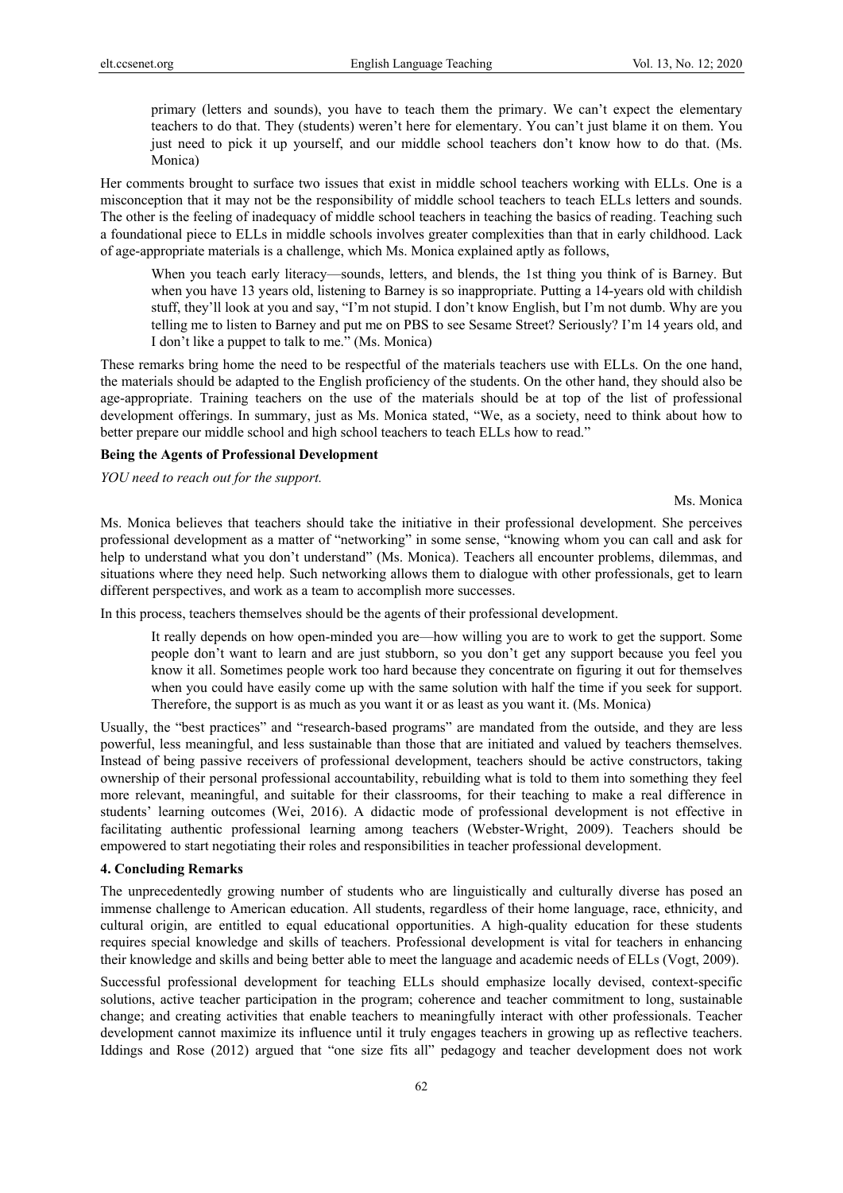> primary (letters and sounds), you have to teach them the primary. We can't expect the elementary teachers to do that. They (students) weren't here for elementary. You can't just blame it on them. You just need to pick it up yourself, and our middle school teachers don't know how to do that. (Ms. Monica)

Her comments brought to surface two issues that exist in middle school teachers working with ELLs. One is a misconception that it may not be the responsibility of middle school teachers to teach ELLs letters and sounds. The other is the feeling of inadequacy of middle school teachers in teaching the basics of reading. Teaching such a foundational piece to ELLs in middle schools involves greater complexities than that in early childhood. Lack of age-appropriate materials is a challenge, which Ms. Monica explained aptly as follows,

> When you teach early literacy—sounds, letters, and blends, the 1st thing you think of is Barney. But when you have 13 years old, listening to Barney is so inappropriate. Putting a 14-years old with childish stuff, they'll look at you and say, "I'm not stupid. I don't know English, but I'm not dumb. Why are you telling me to listen to Barney and put me on PBS to see Sesame Street? Seriously? I'm 14 years old, and I don't like a puppet to talk to me." (Ms. Monica)

These remarks bring home the need to be respectful of the materials teachers use with ELLs. On the one hand, the materials should be adapted to the English proficiency of the students. On the other hand, they should also be age-appropriate. Training teachers on the use of the materials should be at top of the list of professional development offerings. In summary, just as Ms. Monica stated, "We, as a society, need to think about how to better prepare our middle school and high school teachers to teach ELLs how to read."

**Being the Agents of Professional Development**

*YOU need to reach out for the support.*

Ms. Monica

Ms. Monica believes that teachers should take the initiative in their professional development. She perceives professional development as a matter of "networking" in some sense, "knowing whom you can call and ask for help to understand what you don't understand" (Ms. Monica). Teachers all encounter problems, dilemmas, and situations where they need help. Such networking allows them to dialogue with other professionals, get to learn different perspectives, and work as a team to accomplish more successes.

In this process, teachers themselves should be the agents of their professional development.

> It really depends on how open-minded you are—how willing you are to work to get the support. Some people don't want to learn and are just stubborn, so you don't get any support because you feel you know it all. Sometimes people work too hard because they concentrate on figuring it out for themselves when you could have easily come up with the same solution with half the time if you seek for support. Therefore, the support is as much as you want it or as least as you want it. (Ms. Monica)

Usually, the "best practices" and "research-based programs" are mandated from the outside, and they are less powerful, less meaningful, and less sustainable than those that are initiated and valued by teachers themselves. Instead of being passive receivers of professional development, teachers should be active constructors, taking ownership of their personal professional accountability, rebuilding what is told to them into something they feel more relevant, meaningful, and suitable for their classrooms, for their teaching to make a real difference in students' learning outcomes (Wei, 2016). A didactic mode of professional development is not effective in facilitating authentic professional learning among teachers (Webster-Wright, 2009). Teachers should be empowered to start negotiating their roles and responsibilities in teacher professional development.

## 4. Concluding Remarks

The unprecedentedly growing number of students who are linguistically and culturally diverse has posed an immense challenge to American education. All students, regardless of their home language, race, ethnicity, and cultural origin, are entitled to equal educational opportunities. A high-quality education for these students requires special knowledge and skills of teachers. Professional development is vital for teachers in enhancing their knowledge and skills and being better able to meet the language and academic needs of ELLs (Vogt, 2009).

Successful professional development for teaching ELLs should emphasize locally devised, context-specific solutions, active teacher participation in the program; coherence and teacher commitment to long, sustainable change; and creating activities that enable teachers to meaningfully interact with other professionals. Teacher development cannot maximize its influence until it truly engages teachers in growing up as reflective teachers. Iddings and Rose (2012) argued that "one size fits all" pedagogy and teacher development does not work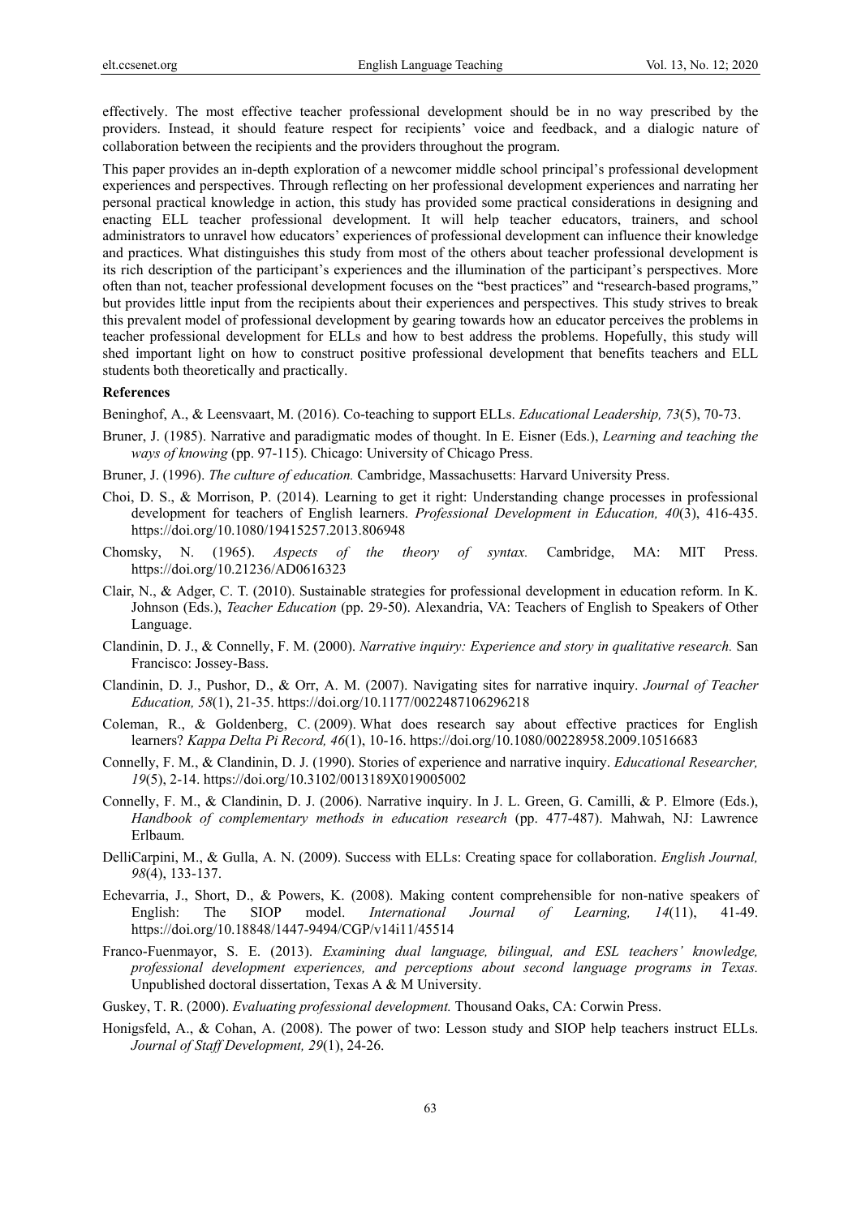effectively. The most effective teacher professional development should be in no way prescribed by the providers. Instead, it should feature respect for recipients' voice and feedback, and a dialogic nature of collaboration between the recipients and the providers throughout the program.

This paper provides an in-depth exploration of a newcomer middle school principal's professional development experiences and perspectives. Through reflecting on her professional development experiences and narrating her personal practical knowledge in action, this study has provided some practical considerations in designing and enacting ELL teacher professional development. It will help teacher educators, trainers, and school administrators to unravel how educators' experiences of professional development can influence their knowledge and practices. What distinguishes this study from most of the others about teacher professional development is its rich description of the participant's experiences and the illumination of the participant's perspectives. More often than not, teacher professional development focuses on the "best practices" and "research-based programs," but provides little input from the recipients about their experiences and perspectives. This study strives to break this prevalent model of professional development by gearing towards how an educator perceives the problems in teacher professional development for ELLs and how to best address the problems. Hopefully, this study will shed important light on how to construct positive professional development that benefits teachers and ELL students both theoretically and practically.

**References**

Beninghof, A., & Leensvaart, M. (2016). Co-teaching to support ELLs. *Educational Leadership, 73*(5), 70-73.

Bruner, J. (1985). Narrative and paradigmatic modes of thought. In E. Eisner (Eds.), *Learning and teaching the ways of knowing* (pp. 97-115). Chicago: University of Chicago Press.

Bruner, J. (1996). *The culture of education.* Cambridge, Massachusetts: Harvard University Press.

Choi, D. S., & Morrison, P. (2014). Learning to get it right: Understanding change processes in professional development for teachers of English learners. *Professional Development in Education, 40*(3), 416-435. https://doi.org/10.1080/19415257.2013.806948

Chomsky, N. (1965). *Aspects of the theory of syntax.* Cambridge, MA: MIT Press. https://doi.org/10.21236/AD0616323

Clair, N., & Adger, C. T. (2010). Sustainable strategies for professional development in education reform. In K. Johnson (Eds.), *Teacher Education* (pp. 29-50). Alexandria, VA: Teachers of English to Speakers of Other Language.

Clandinin, D. J., & Connelly, F. M. (2000). *Narrative inquiry: Experience and story in qualitative research.* San Francisco: Jossey-Bass.

Clandinin, D. J., Pushor, D., & Orr, A. M. (2007). Navigating sites for narrative inquiry. *Journal of Teacher Education, 58*(1), 21-35. https://doi.org/10.1177/0022487106296218

Coleman, R., & Goldenberg, C. (2009). What does research say about effective practices for English learners? *Kappa Delta Pi Record, 46*(1), 10-16. https://doi.org/10.1080/00228958.2009.10516683

Connelly, F. M., & Clandinin, D. J. (1990). Stories of experience and narrative inquiry. *Educational Researcher, 19*(5), 2-14. https://doi.org/10.3102/0013189X019005002

Connelly, F. M., & Clandinin, D. J. (2006). Narrative inquiry. In J. L. Green, G. Camilli, & P. Elmore (Eds.), *Handbook of complementary methods in education research* (pp. 477-487). Mahwah, NJ: Lawrence Erlbaum.

DelliCarpini, M., & Gulla, A. N. (2009). Success with ELLs: Creating space for collaboration. *English Journal, 98*(4), 133-137.

Echevarria, J., Short, D., & Powers, K. (2008). Making content comprehensible for non-native speakers of English: The SIOP model. *International Journal of Learning, 14*(11), 41-49. https://doi.org/10.18848/1447-9494/CGP/v14i11/45514

Franco-Fuenmayor, S. E. (2013). *Examining dual language, bilingual, and ESL teachers' knowledge, professional development experiences, and perceptions about second language programs in Texas.* Unpublished doctoral dissertation, Texas A & M University.

Guskey, T. R. (2000). *Evaluating professional development.* Thousand Oaks, CA: Corwin Press.

Honigsfeld, A., & Cohan, A. (2008). The power of two: Lesson study and SIOP help teachers instruct ELLs. *Journal of Staff Development, 29*(1), 24-26.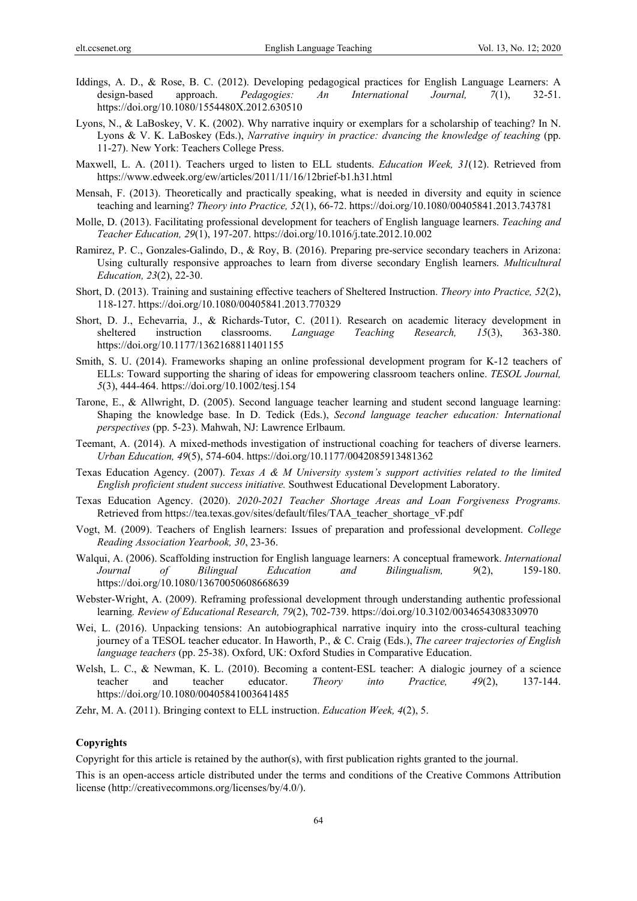Iddings, A. D., & Rose, B. C. (2012). Developing pedagogical practices for English Language Learners: A design-based approach. *Pedagogies: An International Journal, 7*(1), 32-51. https://doi.org/10.1080/1554480X.2012.630510

Lyons, N., & LaBoskey, V. K. (2002). Why narrative inquiry or exemplars for a scholarship of teaching? In N. Lyons & V. K. LaBoskey (Eds.), *Narrative inquiry in practice: dvancing the knowledge of teaching* (pp. 11-27). New York: Teachers College Press.

Maxwell, L. A. (2011). Teachers urged to listen to ELL students. *Education Week, 31*(12). Retrieved from https://www.edweek.org/ew/articles/2011/11/16/12brief-b1.h31.html

Mensah, F. (2013). Theoretically and practically speaking, what is needed in diversity and equity in science teaching and learning? *Theory into Practice, 52*(1), 66-72. https://doi.org/10.1080/00405841.2013.743781

Molle, D. (2013). Facilitating professional development for teachers of English language learners. *Teaching and Teacher Education, 29*(1), 197-207. https://doi.org/10.1016/j.tate.2012.10.002

Ramirez, P. C., Gonzales-Galindo, D., & Roy, B. (2016). Preparing pre-service secondary teachers in Arizona: Using culturally responsive approaches to learn from diverse secondary English learners. *Multicultural Education, 23*(2), 22-30.

Short, D. (2013). Training and sustaining effective teachers of Sheltered Instruction. *Theory into Practice, 52*(2), 118-127. https://doi.org/10.1080/00405841.2013.770329

Short, D. J., Echevarria, J., & Richards-Tutor, C. (2011). Research on academic literacy development in sheltered instruction classrooms. *Language Teaching Research, 15*(3), 363-380. https://doi.org/10.1177/1362168811401155

Smith, S. U. (2014). Frameworks shaping an online professional development program for K-12 teachers of ELLs: Toward supporting the sharing of ideas for empowering classroom teachers online. *TESOL Journal, 5*(3), 444-464. https://doi.org/10.1002/tesj.154

Tarone, E., & Allwright, D. (2005). Second language teacher learning and student second language learning: Shaping the knowledge base. In D. Tedick (Eds.), *Second language teacher education: International perspectives* (pp. 5-23). Mahwah, NJ: Lawrence Erlbaum.

Teemant, A. (2014). A mixed-methods investigation of instructional coaching for teachers of diverse learners. *Urban Education, 49*(5), 574-604. https://doi.org/10.1177/0042085913481362

Texas Education Agency. (2007). *Texas A & M University system's support activities related to the limited English proficient student success initiative.* Southwest Educational Development Laboratory.

Texas Education Agency. (2020). *2020-2021 Teacher Shortage Areas and Loan Forgiveness Programs.* Retrieved from https://tea.texas.gov/sites/default/files/TAA_teacher_shortage_vF.pdf

Vogt, M. (2009). Teachers of English learners: Issues of preparation and professional development. *College Reading Association Yearbook, 30*, 23-36.

Walqui, A. (2006). Scaffolding instruction for English language learners: A conceptual framework. *International Journal of Bilingual Education and Bilingualism, 9*(2), 159-180. https://doi.org/10.1080/13670050608668639

Webster-Wright, A. (2009). Reframing professional development through understanding authentic professional learning*. Review of Educational Research, 79*(2), 702-739. https://doi.org/10.3102/0034654308330970

Wei, L. (2016). Unpacking tensions: An autobiographical narrative inquiry into the cross-cultural teaching journey of a TESOL teacher educator. In Haworth, P., & C. Craig (Eds.), *The career trajectories of English language teachers* (pp. 25-38). Oxford, UK: Oxford Studies in Comparative Education.

Welsh, L. C., & Newman, K. L. (2010). Becoming a content-ESL teacher: A dialogic journey of a science teacher and teacher educator. *Theory into Practice, 49*(2), 137-144. https://doi.org/10.1080/00405841003641485

Zehr, M. A. (2011). Bringing context to ELL instruction. *Education Week, 4*(2), 5.

## Copyrights

Copyright for this article is retained by the author(s), with first publication rights granted to the journal.

This is an open-access article distributed under the terms and conditions of the Creative Commons Attribution license (http://creativecommons.org/licenses/by/4.0/).